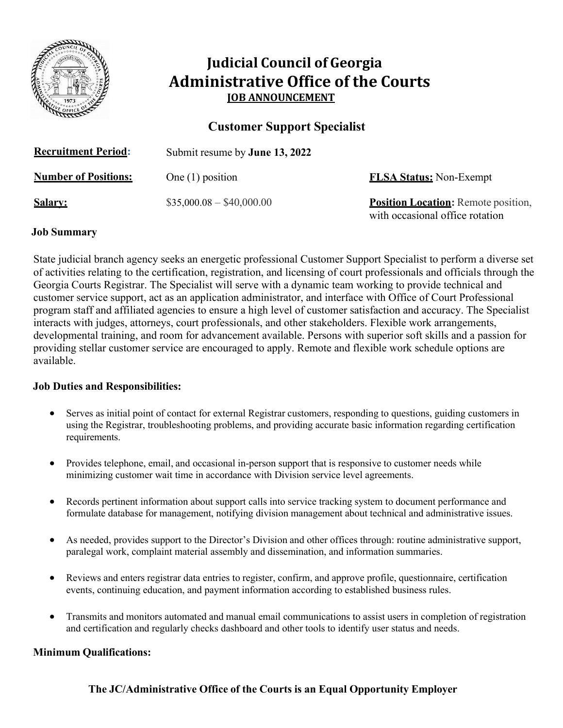# Judicial Council of Georgia
# Administrative Office of the Courts

**JOB ANNOUNCEMENT**

## Customer Support Specialist

**Recruitment Period:** Submit resume by **June 13, 2022**

**Number of Positions:** One (1) position

**FLSA Status:** Non-Exempt

**Salary:** $35,000.08 – $40,000.00

**Position Location:** Remote position, with occasional office rotation

### Job Summary

State judicial branch agency seeks an energetic professional Customer Support Specialist to perform a diverse set of activities relating to the certification, registration, and licensing of court professionals and officials through the Georgia Courts Registrar. The Specialist will serve with a dynamic team working to provide technical and customer service support, act as an application administrator, and interface with Office of Court Professional program staff and affiliated agencies to ensure a high level of customer satisfaction and accuracy. The Specialist interacts with judges, attorneys, court professionals, and other stakeholders. Flexible work arrangements, developmental training, and room for advancement available. Persons with superior soft skills and a passion for providing stellar customer service are encouraged to apply. Remote and flexible work schedule options are available.

### Job Duties and Responsibilities:

- Serves as initial point of contact for external Registrar customers, responding to questions, guiding customers in using the Registrar, troubleshooting problems, and providing accurate basic information regarding certification requirements.
- Provides telephone, email, and occasional in-person support that is responsive to customer needs while minimizing customer wait time in accordance with Division service level agreements.
- Records pertinent information about support calls into service tracking system to document performance and formulate database for management, notifying division management about technical and administrative issues.
- As needed, provides support to the Director's Division and other offices through: routine administrative support, paralegal work, complaint material assembly and dissemination, and information summaries.
- Reviews and enters registrar data entries to register, confirm, and approve profile, questionnaire, certification events, continuing education, and payment information according to established business rules.
- Transmits and monitors automated and manual email communications to assist users in completion of registration and certification and regularly checks dashboard and other tools to identify user status and needs.

### Minimum Qualifications:

**The JC/Administrative Office of the Courts is an Equal Opportunity Employer**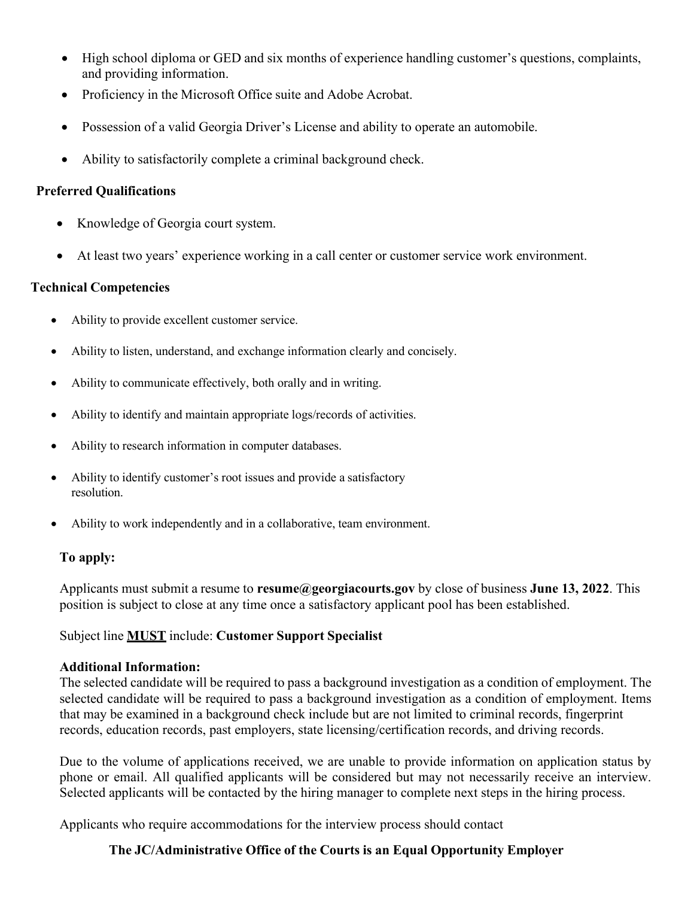- High school diploma or GED and six months of experience handling customer's questions, complaints, and providing information.
- Proficiency in the Microsoft Office suite and Adobe Acrobat.
- Possession of a valid Georgia Driver's License and ability to operate an automobile.
- Ability to satisfactorily complete a criminal background check.

**Preferred Qualifications**

- Knowledge of Georgia court system.
- At least two years' experience working in a call center or customer service work environment.

**Technical Competencies**

- Ability to provide excellent customer service.
- Ability to listen, understand, and exchange information clearly and concisely.
- Ability to communicate effectively, both orally and in writing.
- Ability to identify and maintain appropriate logs/records of activities.
- Ability to research information in computer databases.
- Ability to identify customer's root issues and provide a satisfactory resolution.
- Ability to work independently and in a collaborative, team environment.

**To apply:**

Applicants must submit a resume to **resume@georgiacourts.gov** by close of business **June 13, 2022**. This position is subject to close at any time once a satisfactory applicant pool has been established.

Subject line <u>**MUST**</u> include: **Customer Support Specialist**

**Additional Information:**
The selected candidate will be required to pass a background investigation as a condition of employment. The selected candidate will be required to pass a background investigation as a condition of employment. Items that may be examined in a background check include but are not limited to criminal records, fingerprint records, education records, past employers, state licensing/certification records, and driving records.

Due to the volume of applications received, we are unable to provide information on application status by phone or email. All qualified applicants will be considered but may not necessarily receive an interview. Selected applicants will be contacted by the hiring manager to complete next steps in the hiring process.

Applicants who require accommodations for the interview process should contact

**The JC/Administrative Office of the Courts is an Equal Opportunity Employer**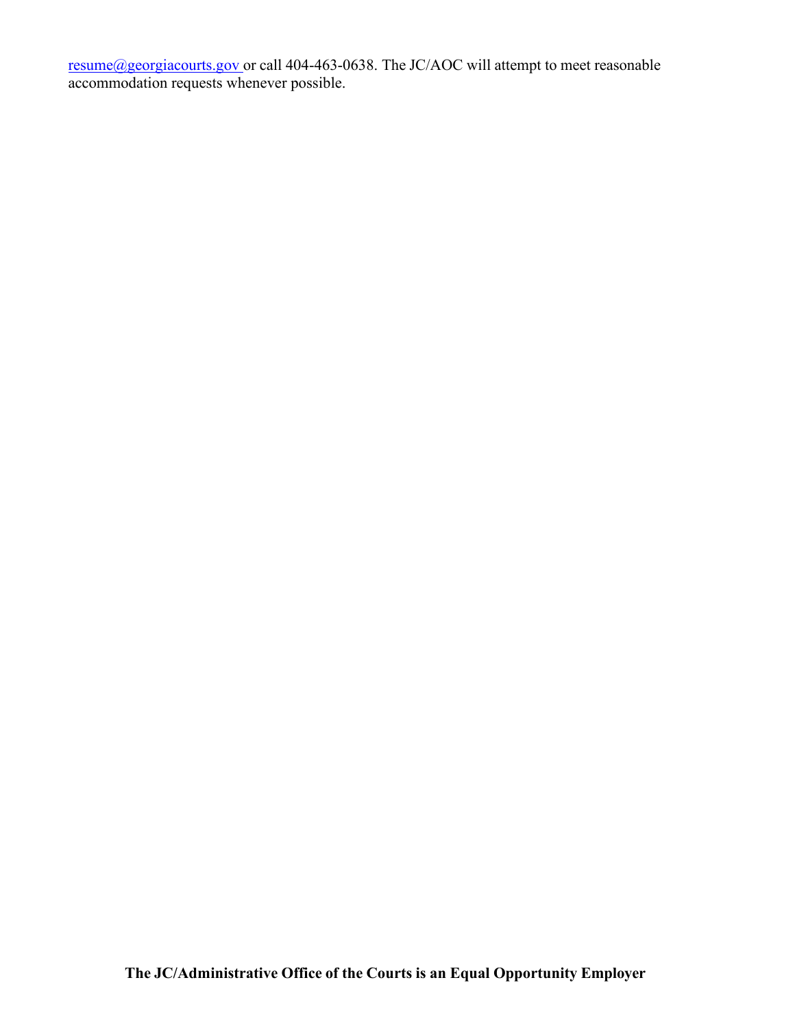resume@georgiacourts.gov or call 404-463-0638. The JC/AOC will attempt to meet reasonable accommodation requests whenever possible.

**The JC/Administrative Office of the Courts is an Equal Opportunity Employer**